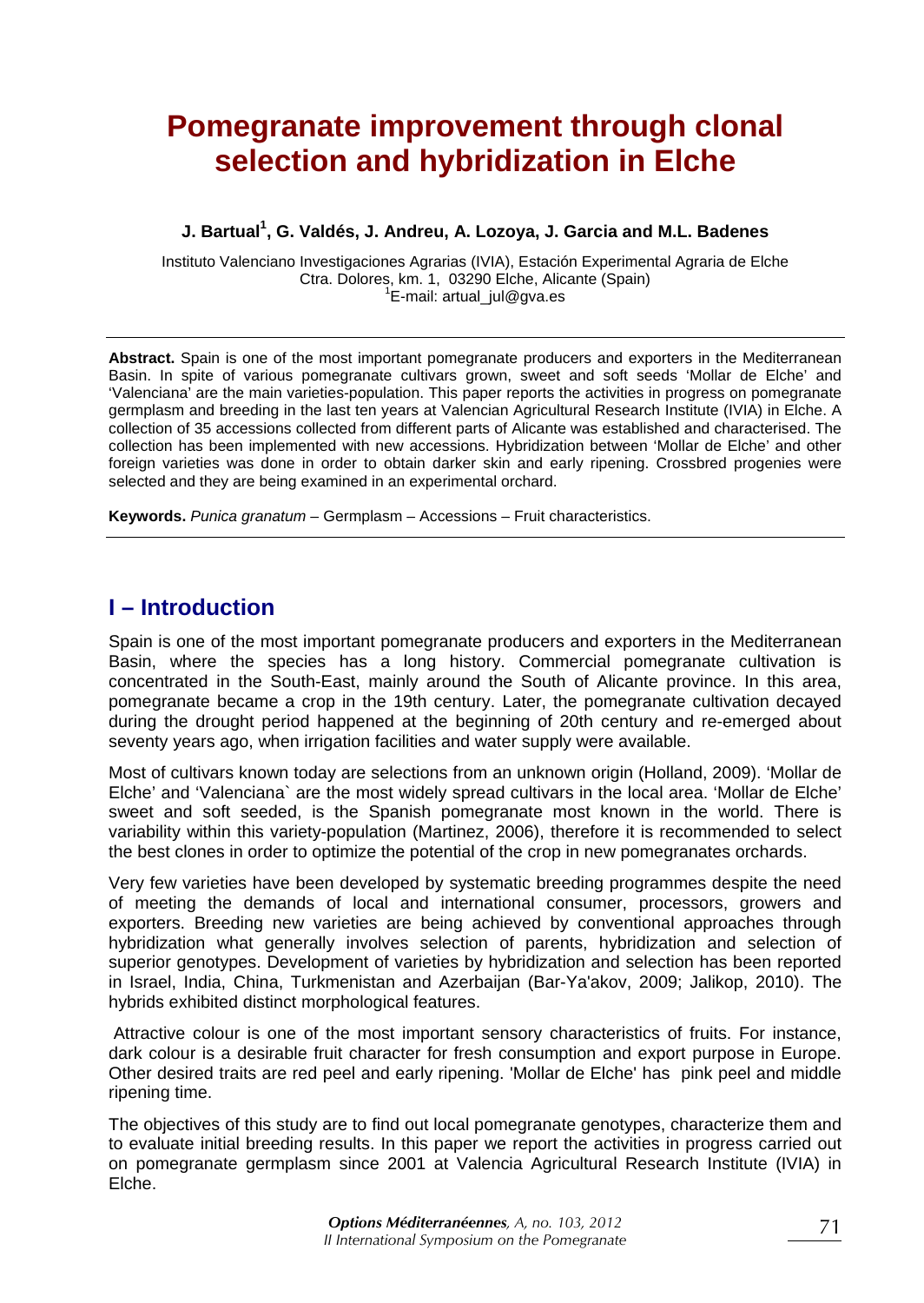# Pomegranate improvement through clonal selection and hybridization in Elche

**J. Bartual[1], G. Valdés, J. Andreu, A. Lozoya, J. Garcia and M.L. Badenes**

Instituto Valenciano Investigaciones Agrarias (IVIA), Estación Experimental Agraria de Elche
Ctra. Dolores, km. 1, 03290 Elche, Alicante (Spain)
[1]E-mail: artual_jul@gva.es

---

**Abstract.** Spain is one of the most important pomegranate producers and exporters in the Mediterranean Basin. In spite of various pomegranate cultivars grown, sweet and soft seeds 'Mollar de Elche' and 'Valenciana' are the main varieties-population. This paper reports the activities in progress on pomegranate germplasm and breeding in the last ten years at Valencian Agricultural Research Institute (IVIA) in Elche. A collection of 35 accessions collected from different parts of Alicante was established and characterised. The collection has been implemented with new accessions. Hybridization between 'Mollar de Elche' and other foreign varieties was done in order to obtain darker skin and early ripening. Crossbred progenies were selected and they are being examined in an experimental orchard.

**Keywords.** *Punica granatum* – Germplasm – Accessions – Fruit characteristics.

---

## I – Introduction

Spain is one of the most important pomegranate producers and exporters in the Mediterranean Basin, where the species has a long history. Commercial pomegranate cultivation is concentrated in the South-East, mainly around the South of Alicante province. In this area, pomegranate became a crop in the 19th century. Later, the pomegranate cultivation decayed during the drought period happened at the beginning of 20th century and re-emerged about seventy years ago, when irrigation facilities and water supply were available.

Most of cultivars known today are selections from an unknown origin (Holland, 2009). 'Mollar de Elche' and 'Valenciana` are the most widely spread cultivars in the local area. 'Mollar de Elche' sweet and soft seeded, is the Spanish pomegranate most known in the world. There is variability within this variety-population (Martinez, 2006), therefore it is recommended to select the best clones in order to optimize the potential of the crop in new pomegranates orchards.

Very few varieties have been developed by systematic breeding programmes despite the need of meeting the demands of local and international consumer, processors, growers and exporters. Breeding new varieties are being achieved by conventional approaches through hybridization what generally involves selection of parents, hybridization and selection of superior genotypes. Development of varieties by hybridization and selection has been reported in Israel, India, China, Turkmenistan and Azerbaijan (Bar-Ya'akov, 2009; Jalikop, 2010). The hybrids exhibited distinct morphological features.

Attractive colour is one of the most important sensory characteristics of fruits. For instance, dark colour is a desirable fruit character for fresh consumption and export purpose in Europe. Other desired traits are red peel and early ripening. 'Mollar de Elche' has pink peel and middle ripening time.

The objectives of this study are to find out local pomegranate genotypes, characterize them and to evaluate initial breeding results. In this paper we report the activities in progress carried out on pomegranate germplasm since 2001 at Valencia Agricultural Research Institute (IVIA) in Elche.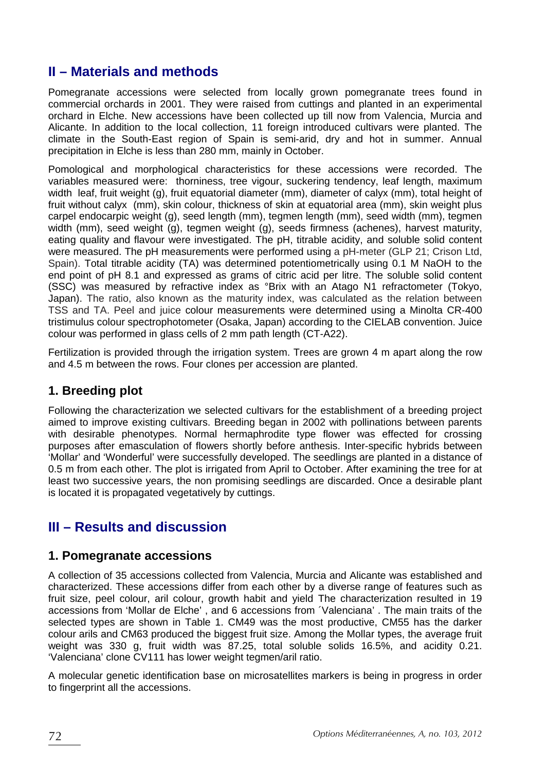## II – Materials and methods

Pomegranate accessions were selected from locally grown pomegranate trees found in commercial orchards in 2001. They were raised from cuttings and planted in an experimental orchard in Elche. New accessions have been collected up till now from Valencia, Murcia and Alicante. In addition to the local collection, 11 foreign introduced cultivars were planted. The climate in the South-East region of Spain is semi-arid, dry and hot in summer. Annual precipitation in Elche is less than 280 mm, mainly in October.

Pomological and morphological characteristics for these accessions were recorded. The variables measured were: thorniness, tree vigour, suckering tendency, leaf length, maximum width leaf, fruit weight (g), fruit equatorial diameter (mm), diameter of calyx (mm), total height of fruit without calyx (mm), skin colour, thickness of skin at equatorial area (mm), skin weight plus carpel endocarpic weight (g), seed length (mm), tegmen length (mm), seed width (mm), tegmen width (mm), seed weight (g), tegmen weight (g), seeds firmness (achenes), harvest maturity, eating quality and flavour were investigated. The pH, titrable acidity, and soluble solid content were measured. The pH measurements were performed using a pH-meter (GLP 21; Crison Ltd, Spain). Total titrable acidity (TA) was determined potentiometrically using 0.1 M NaOH to the end point of pH 8.1 and expressed as grams of citric acid per litre. The soluble solid content (SSC) was measured by refractive index as °Brix with an Atago N1 refractometer (Tokyo, Japan). The ratio, also known as the maturity index, was calculated as the relation between TSS and TA. Peel and juice colour measurements were determined using a Minolta CR-400 tristimulus colour spectrophotometer (Osaka, Japan) according to the CIELAB convention. Juice colour was performed in glass cells of 2 mm path length (CT-A22).

Fertilization is provided through the irrigation system. Trees are grown 4 m apart along the row and 4.5 m between the rows. Four clones per accession are planted.

### 1. Breeding plot

Following the characterization we selected cultivars for the establishment of a breeding project aimed to improve existing cultivars. Breeding began in 2002 with pollinations between parents with desirable phenotypes. Normal hermaphrodite type flower was effected for crossing purposes after emasculation of flowers shortly before anthesis. Inter-specific hybrids between 'Mollar' and 'Wonderful' were successfully developed. The seedlings are planted in a distance of 0.5 m from each other. The plot is irrigated from April to October. After examining the tree for at least two successive years, the non promising seedlings are discarded. Once a desirable plant is located it is propagated vegetatively by cuttings.

## III – Results and discussion

### 1. Pomegranate accessions

A collection of 35 accessions collected from Valencia, Murcia and Alicante was established and characterized. These accessions differ from each other by a diverse range of features such as fruit size, peel colour, aril colour, growth habit and yield The characterization resulted in 19 accessions from 'Mollar de Elche' , and 6 accessions from ´Valenciana' . The main traits of the selected types are shown in Table 1. CM49 was the most productive, CM55 has the darker colour arils and CM63 produced the biggest fruit size. Among the Mollar types, the average fruit weight was 330 g, fruit width was 87.25, total soluble solids 16.5%, and acidity 0.21. 'Valenciana' clone CV111 has lower weight tegmen/aril ratio.

A molecular genetic identification base on microsatellites markers is being in progress in order to fingerprint all the accessions.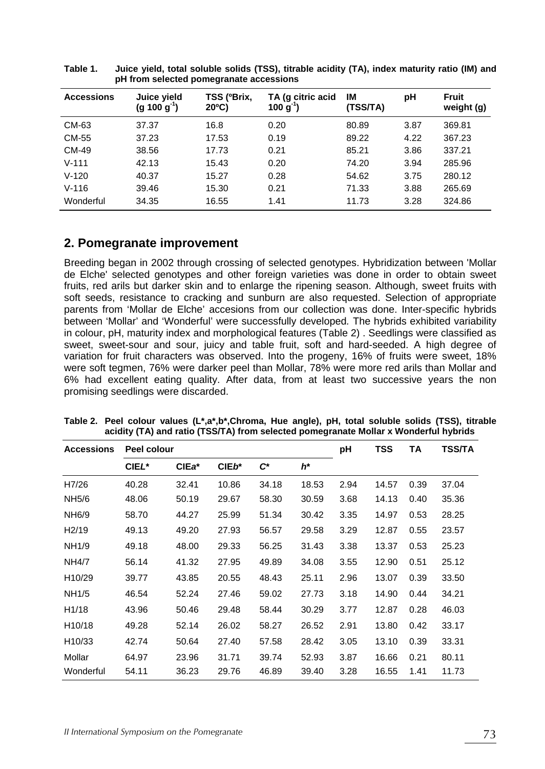**Table 1. Juice yield, total soluble solids (TSS), titrable acidity (TA), index maturity ratio (IM) and pH from selected pomegranate accessions**

| Accessions | Juice yield (g 100 $g^{-1}$) | TSS (ºBrix, 20ºC) | TA (g citric acid 100 $g^{-1}$) | IM (TSS/TA) | pH | Fruit weight (g) |
|---|---|---|---|---|---|---|
| CM-63 | 37.37 | 16.8 | 0.20 | 80.89 | 3.87 | 369.81 |
| CM-55 | 37.23 | 17.53 | 0.19 | 89.22 | 4.22 | 367.23 |
| CM-49 | 38.56 | 17.73 | 0.21 | 85.21 | 3.86 | 337.21 |
| V-111 | 42.13 | 15.43 | 0.20 | 74.20 | 3.94 | 285.96 |
| V-120 | 40.37 | 15.27 | 0.28 | 54.62 | 3.75 | 280.12 |
| V-116 | 39.46 | 15.30 | 0.21 | 71.33 | 3.88 | 265.69 |
| Wonderful | 34.35 | 16.55 | 1.41 | 11.73 | 3.28 | 324.86 |

## 2. Pomegranate improvement

Breeding began in 2002 through crossing of selected genotypes. Hybridization between 'Mollar de Elche' selected genotypes and other foreign varieties was done in order to obtain sweet fruits, red arils but darker skin and to enlarge the ripening season. Although, sweet fruits with soft seeds, resistance to cracking and sunburn are also requested. Selection of appropriate parents from 'Mollar de Elche' accesions from our collection was done. Inter-specific hybrids between 'Mollar' and 'Wonderful' were successfully developed. The hybrids exhibited variability in colour, pH, maturity index and morphological features (Table 2) . Seedlings were classified as sweet, sweet-sour and sour, juicy and table fruit, soft and hard-seeded. A high degree of variation for fruit characters was observed. Into the progeny, 16% of fruits were sweet, 18% were soft tegmen, 76% were darker peel than Mollar, 78% were more red arils than Mollar and 6% had excellent eating quality. After data, from at least two successive years the non promising seedlings were discarded.

**Table 2. Peel colour values (L\*,a\*,b\*,Chroma, Hue angle), pH, total soluble solids (TSS), titrable acidity (TA) and ratio (TSS/TA) from selected pomegranate Mollar x Wonderful hybrids**

| Accessions | Peel colour | | | | | pH | TSS | TA | TSS/TA |
|---|---|---|---|---|---|---|---|---|---|
| | CIE*L\** | CIE*a\** | CIE*b\** | *C\** | *h\** | | | | |
| H7/26 | 40.28 | 32.41 | 10.86 | 34.18 | 18.53 | 2.94 | 14.57 | 0.39 | 37.04 |
| NH5/6 | 48.06 | 50.19 | 29.67 | 58.30 | 30.59 | 3.68 | 14.13 | 0.40 | 35.36 |
| NH6/9 | 58.70 | 44.27 | 25.99 | 51.34 | 30.42 | 3.35 | 14.97 | 0.53 | 28.25 |
| H2/19 | 49.13 | 49.20 | 27.93 | 56.57 | 29.58 | 3.29 | 12.87 | 0.55 | 23.57 |
| NH1/9 | 49.18 | 48.00 | 29.33 | 56.25 | 31.43 | 3.38 | 13.37 | 0.53 | 25.23 |
| NH4/7 | 56.14 | 41.32 | 27.95 | 49.89 | 34.08 | 3.55 | 12.90 | 0.51 | 25.12 |
| H10/29 | 39.77 | 43.85 | 20.55 | 48.43 | 25.11 | 2.96 | 13.07 | 0.39 | 33.50 |
| NH1/5 | 46.54 | 52.24 | 27.46 | 59.02 | 27.73 | 3.18 | 14.90 | 0.44 | 34.21 |
| H1/18 | 43.96 | 50.46 | 29.48 | 58.44 | 30.29 | 3.77 | 12.87 | 0.28 | 46.03 |
| H10/18 | 49.28 | 52.14 | 26.02 | 58.27 | 26.52 | 2.91 | 13.80 | 0.42 | 33.17 |
| H10/33 | 42.74 | 50.64 | 27.40 | 57.58 | 28.42 | 3.05 | 13.10 | 0.39 | 33.31 |
| Mollar | 64.97 | 23.96 | 31.71 | 39.74 | 52.93 | 3.87 | 16.66 | 0.21 | 80.11 |
| Wonderful | 54.11 | 36.23 | 29.76 | 46.89 | 39.40 | 3.28 | 16.55 | 1.41 | 11.73 |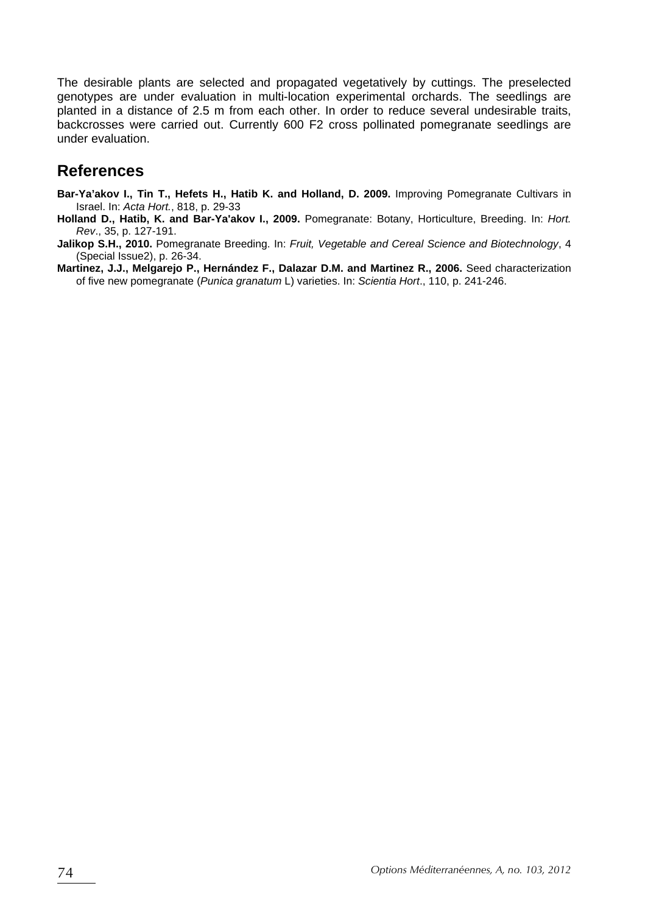The desirable plants are selected and propagated vegetatively by cuttings. The preselected genotypes are under evaluation in multi-location experimental orchards. The seedlings are planted in a distance of 2.5 m from each other. In order to reduce several undesirable traits, backcrosses were carried out. Currently 600 F2 cross pollinated pomegranate seedlings are under evaluation.

## References

**Bar-Ya'akov I., Tin T., Hefets H., Hatib K. and Holland, D. 2009.** Improving Pomegranate Cultivars in Israel. In: *Acta Hort.*, 818, p. 29-33

**Holland D., Hatib, K. and Bar-Ya'akov I., 2009.** Pomegranate: Botany, Horticulture, Breeding. In: *Hort. Rev*., 35, p. 127-191.

**Jalikop S.H., 2010.** Pomegranate Breeding. In: *Fruit, Vegetable and Cereal Science and Biotechnology*, 4 (Special Issue2), p. 26-34.

**Martinez, J.J., Melgarejo P., Hernández F., Dalazar D.M. and Martinez R., 2006.** Seed characterization of five new pomegranate (*Punica granatum* L) varieties. In: *Scientia Hort*., 110, p. 241-246.